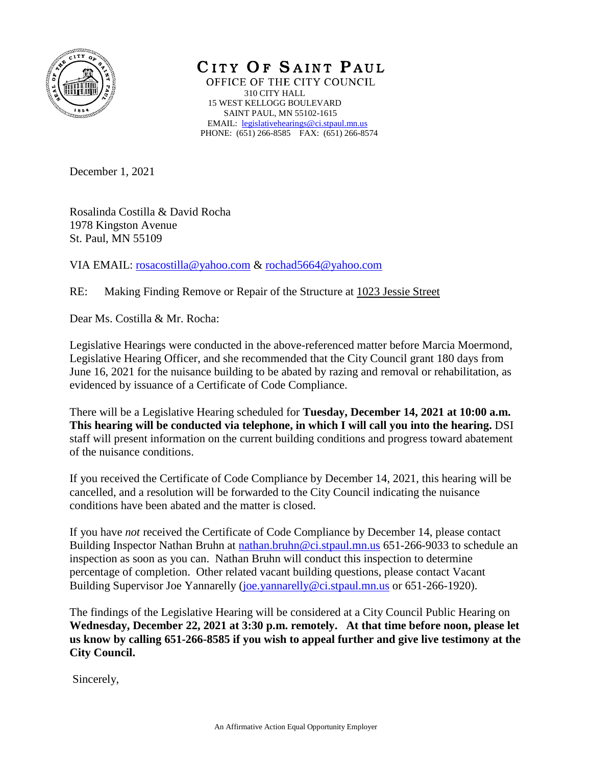# CITY OF SAINT PAUL

OFFICE OF THE CITY COUNCIL
310 CITY HALL
15 WEST KELLOGG BOULEVARD
SAINT PAUL, MN 55102-1615
EMAIL: legislativehearings@ci.stpaul.mn.us
PHONE: (651) 266-8585 FAX: (651) 266-8574

December 1, 2021

Rosalinda Costilla & David Rocha
1978 Kingston Avenue
St. Paul, MN 55109

VIA EMAIL: rosacostilla@yahoo.com & rochad5664@yahoo.com

RE: Making Finding Remove or Repair of the Structure at 1023 Jessie Street

Dear Ms. Costilla & Mr. Rocha:

Legislative Hearings were conducted in the above-referenced matter before Marcia Moermond, Legislative Hearing Officer, and she recommended that the City Council grant 180 days from June 16, 2021 for the nuisance building to be abated by razing and removal or rehabilitation, as evidenced by issuance of a Certificate of Code Compliance.

There will be a Legislative Hearing scheduled for **Tuesday, December 14, 2021 at 10:00 a.m. This hearing will be conducted via telephone, in which I will call you into the hearing.** DSI staff will present information on the current building conditions and progress toward abatement of the nuisance conditions.

If you received the Certificate of Code Compliance by December 14, 2021, this hearing will be cancelled, and a resolution will be forwarded to the City Council indicating the nuisance conditions have been abated and the matter is closed.

If you have *not* received the Certificate of Code Compliance by December 14, please contact Building Inspector Nathan Bruhn at nathan.bruhn@ci.stpaul.mn.us 651-266-9033 to schedule an inspection as soon as you can. Nathan Bruhn will conduct this inspection to determine percentage of completion. Other related vacant building questions, please contact Vacant Building Supervisor Joe Yannarelly (joe.yannarelly@ci.stpaul.mn.us or 651-266-1920).

The findings of the Legislative Hearing will be considered at a City Council Public Hearing on **Wednesday, December 22, 2021 at 3:30 p.m. remotely. At that time before noon, please let us know by calling 651-266-8585 if you wish to appeal further and give live testimony at the City Council.**

Sincerely,

An Affirmative Action Equal Opportunity Employer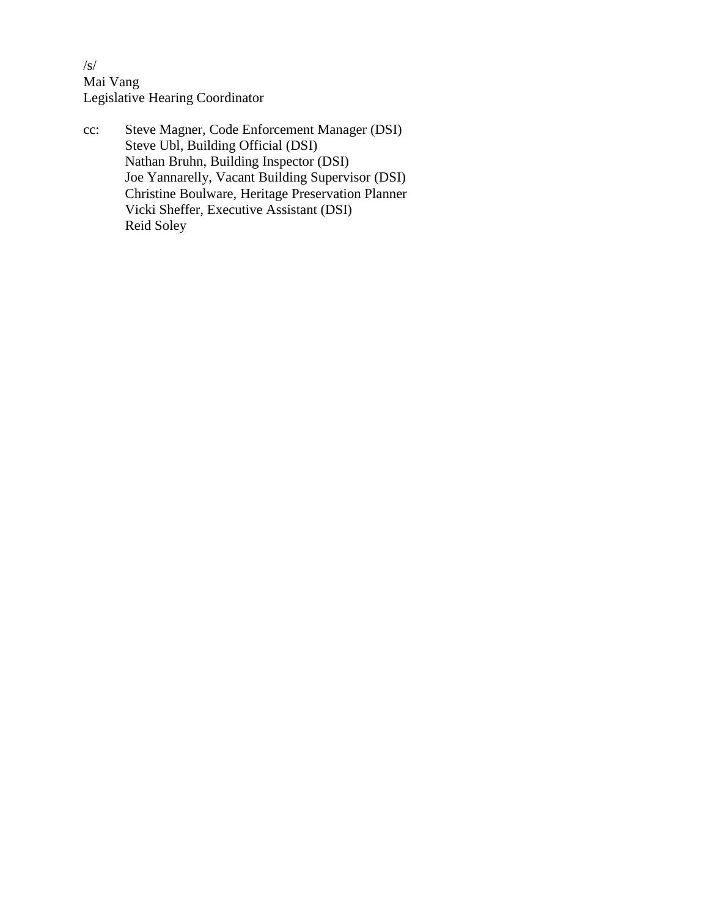/s/  
Mai Vang  
Legislative Hearing Coordinator

cc: Steve Magner, Code Enforcement Manager (DSI)  
Steve Ubl, Building Official (DSI)  
Nathan Bruhn, Building Inspector (DSI)  
Joe Yannarelly, Vacant Building Supervisor (DSI)  
Christine Boulware, Heritage Preservation Planner  
Vicki Sheffer, Executive Assistant (DSI)  
Reid Soley